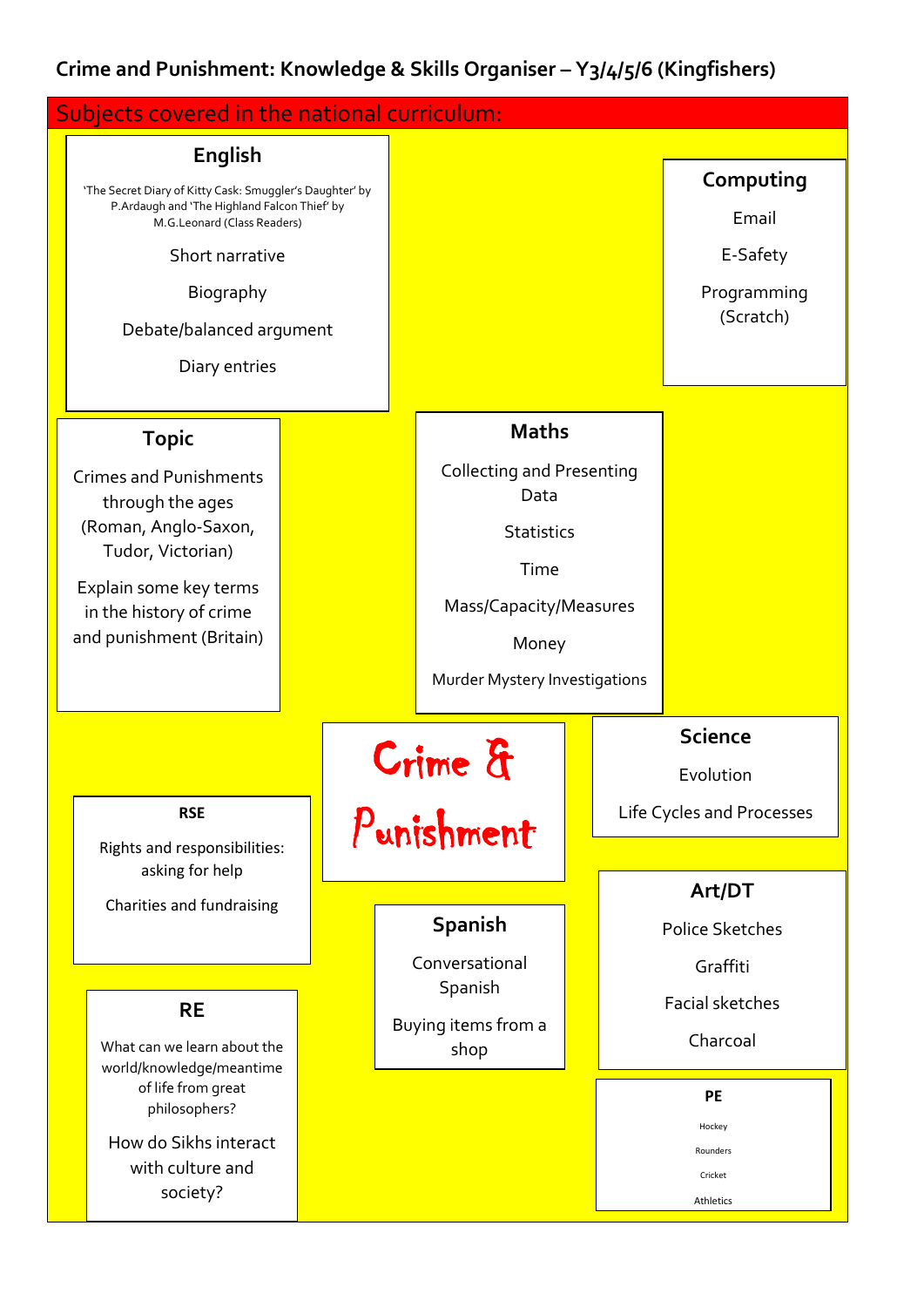# Crime and Punishment: Knowledge & Skills Organiser – Y3/4/5/6 (Kingfishers)

## Subjects covered in the national curriculum:

### English

'The Secret Diary of Kitty Cask: Smuggler's Daughter' by P.Ardaugh and 'The Highland Falcon Thief' by M.G.Leonard (Class Readers)

Short narrative

Biography

Debate/balanced argument

Diary entries

### Computing

Email

E-Safety

Programming (Scratch)

### Topic

Crimes and Punishments through the ages (Roman, Anglo-Saxon, Tudor, Victorian)

Explain some key terms in the history of crime and punishment (Britain)

### Maths

Collecting and Presenting Data

Statistics

Time

Mass/Capacity/Measures

Money

Murder Mystery Investigations

## Crime & Punishment

### Science

Evolution

Life Cycles and Processes

### RSE

Rights and responsibilities: asking for help

Charities and fundraising

### Spanish

Conversational Spanish

Buying items from a shop

### Art/DT

Police Sketches

Graffiti

Facial sketches

Charcoal

### RE

What can we learn about the world/knowledge/meantime of life from great philosophers?

How do Sikhs interact with culture and society?

### PE

Hockey

Rounders

Cricket

Athletics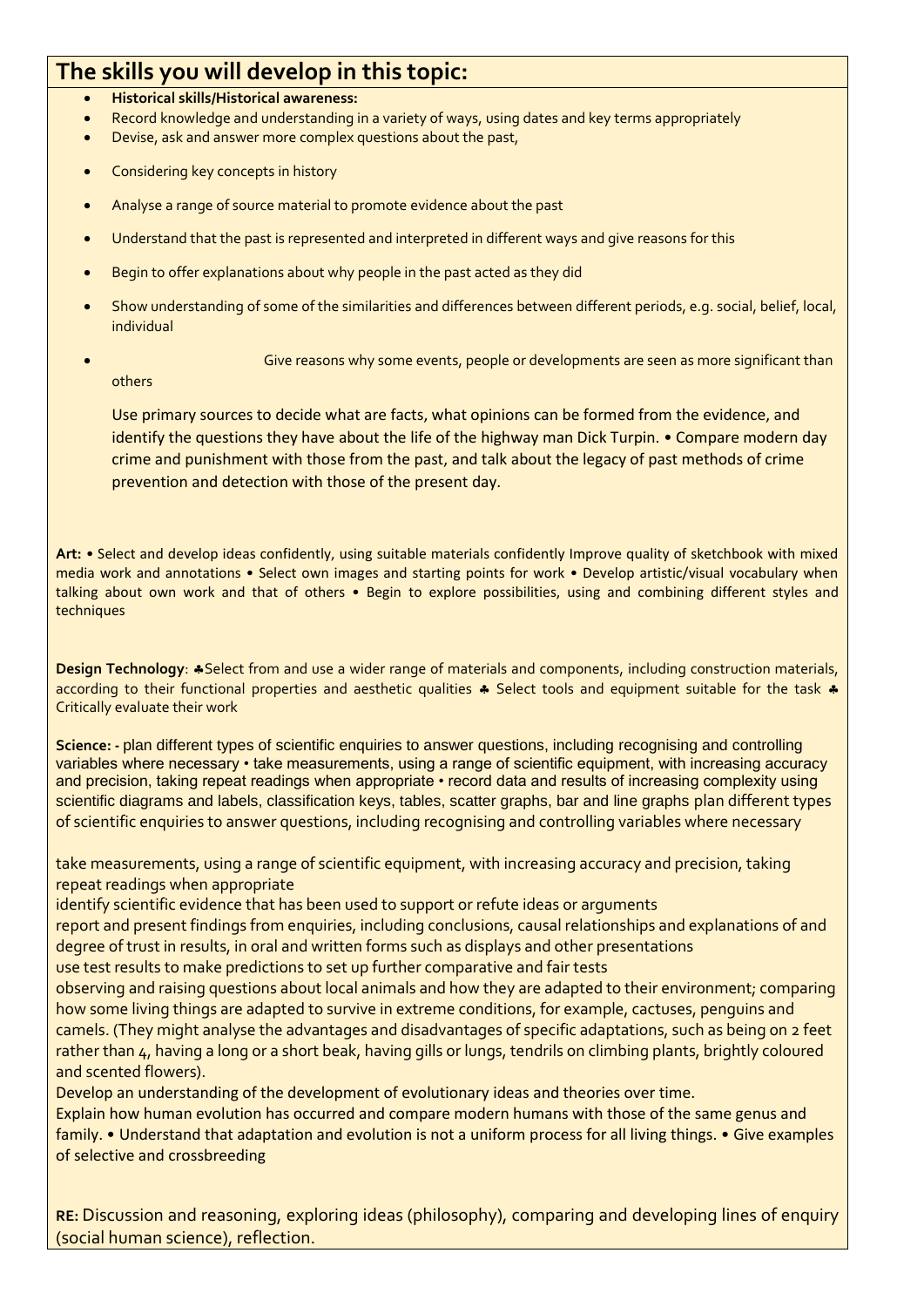## The skills you will develop in this topic:

- **Historical skills/Historical awareness:**
- Record knowledge and understanding in a variety of ways, using dates and key terms appropriately
- Devise, ask and answer more complex questions about the past,
- Considering key concepts in history
- Analyse a range of source material to promote evidence about the past
- Understand that the past is represented and interpreted in different ways and give reasons for this
- Begin to offer explanations about why people in the past acted as they did
- Show understanding of some of the similarities and differences between different periods, e.g. social, belief, local, individual
- Give reasons why some events, people or developments are seen as more significant than others

Use primary sources to decide what are facts, what opinions can be formed from the evidence, and identify the questions they have about the life of the highway man Dick Turpin. • Compare modern day crime and punishment with those from the past, and talk about the legacy of past methods of crime prevention and detection with those of the present day.

**Art:** • Select and develop ideas confidently, using suitable materials confidently Improve quality of sketchbook with mixed media work and annotations • Select own images and starting points for work • Develop artistic/visual vocabulary when talking about own work and that of others • Begin to explore possibilities, using and combining different styles and techniques

**Design Technology**: ♣Select from and use a wider range of materials and components, including construction materials, according to their functional properties and aesthetic qualities ♣ Select tools and equipment suitable for the task ♣ Critically evaluate their work

**Science: -** plan different types of scientific enquiries to answer questions, including recognising and controlling variables where necessary • take measurements, using a range of scientific equipment, with increasing accuracy and precision, taking repeat readings when appropriate • record data and results of increasing complexity using scientific diagrams and labels, classification keys, tables, scatter graphs, bar and line graphs plan different types of scientific enquiries to answer questions, including recognising and controlling variables where necessary

take measurements, using a range of scientific equipment, with increasing accuracy and precision, taking repeat readings when appropriate
identify scientific evidence that has been used to support or refute ideas or arguments
report and present findings from enquiries, including conclusions, causal relationships and explanations of and degree of trust in results, in oral and written forms such as displays and other presentations
use test results to make predictions to set up further comparative and fair tests
observing and raising questions about local animals and how they are adapted to their environment; comparing how some living things are adapted to survive in extreme conditions, for example, cactuses, penguins and camels. (They might analyse the advantages and disadvantages of specific adaptations, such as being on 2 feet rather than 4, having a long or a short beak, having gills or lungs, tendrils on climbing plants, brightly coloured and scented flowers).
Develop an understanding of the development of evolutionary ideas and theories over time.
Explain how human evolution has occurred and compare modern humans with those of the same genus and family. • Understand that adaptation and evolution is not a uniform process for all living things. • Give examples of selective and crossbreeding

**RE:** Discussion and reasoning, exploring ideas (philosophy), comparing and developing lines of enquiry (social human science), reflection.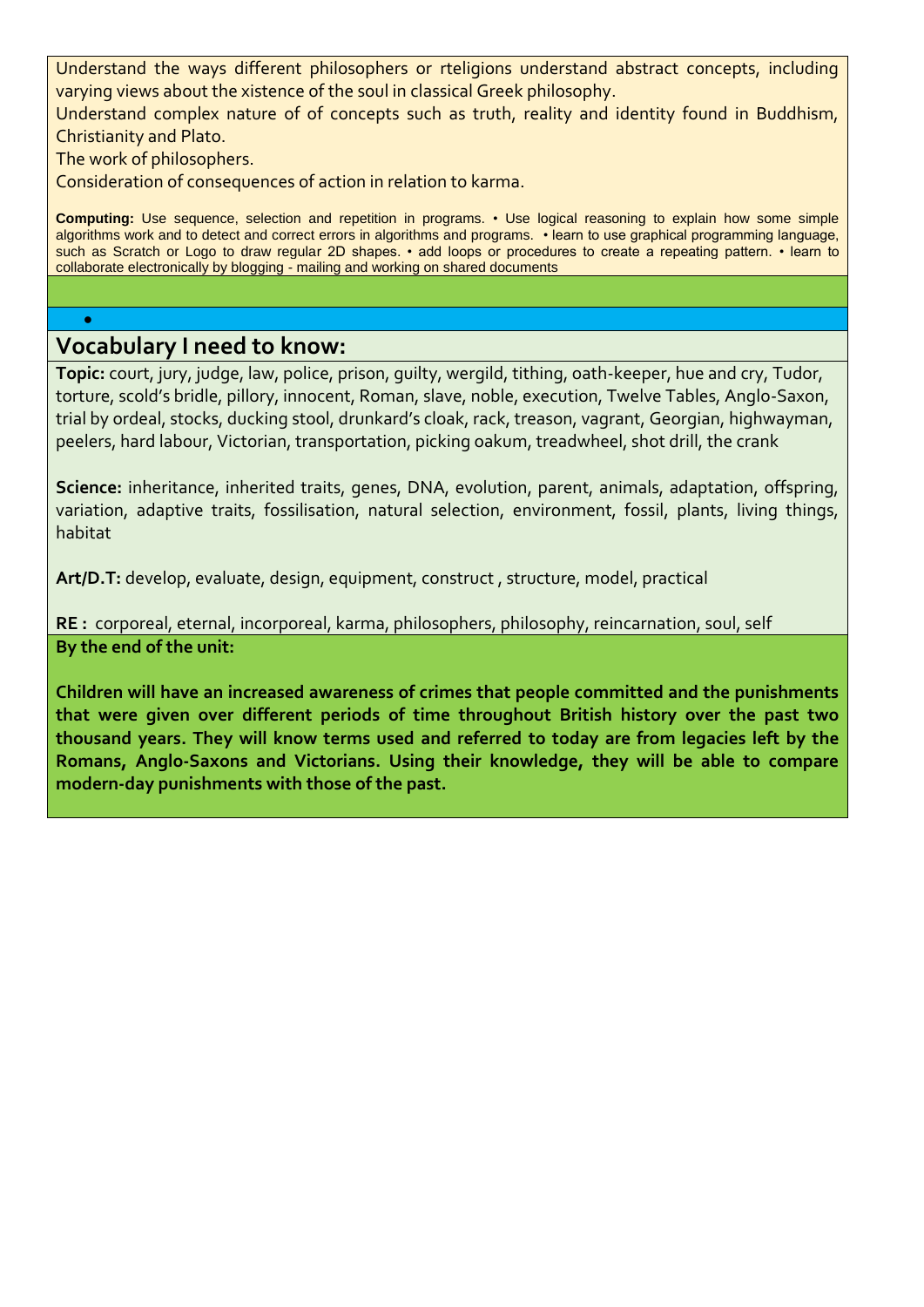Understand the ways different philosophers or rteligions understand abstract concepts, including varying views about the xistence of the soul in classical Greek philosophy.

Understand complex nature of of concepts such as truth, reality and identity found in Buddhism, Christianity and Plato.

The work of philosophers.

Consideration of consequences of action in relation to karma.

**Computing:** Use sequence, selection and repetition in programs. • Use logical reasoning to explain how some simple algorithms work and to detect and correct errors in algorithms and programs. • learn to use graphical programming language, such as Scratch or Logo to draw regular 2D shapes. • add loops or procedures to create a repeating pattern. • learn to collaborate electronically by blogging - mailing and working on shared documents

## Vocabulary I need to know:

**Topic:** court, jury, judge, law, police, prison, guilty, wergild, tithing, oath-keeper, hue and cry, Tudor, torture, scold's bridle, pillory, innocent, Roman, slave, noble, execution, Twelve Tables, Anglo-Saxon, trial by ordeal, stocks, ducking stool, drunkard's cloak, rack, treason, vagrant, Georgian, highwayman, peelers, hard labour, Victorian, transportation, picking oakum, treadwheel, shot drill, the crank

**Science:** inheritance, inherited traits, genes, DNA, evolution, parent, animals, adaptation, offspring, variation, adaptive traits, fossilisation, natural selection, environment, fossil, plants, living things, habitat

**Art/D.T:** develop, evaluate, design, equipment, construct , structure, model, practical

**RE :** corporeal, eternal, incorporeal, karma, philosophers, philosophy, reincarnation, soul, self

**By the end of the unit:**

**Children will have an increased awareness of crimes that people committed and the punishments that were given over different periods of time throughout British history over the past two thousand years. They will know terms used and referred to today are from legacies left by the Romans, Anglo-Saxons and Victorians. Using their knowledge, they will be able to compare modern-day punishments with those of the past.**